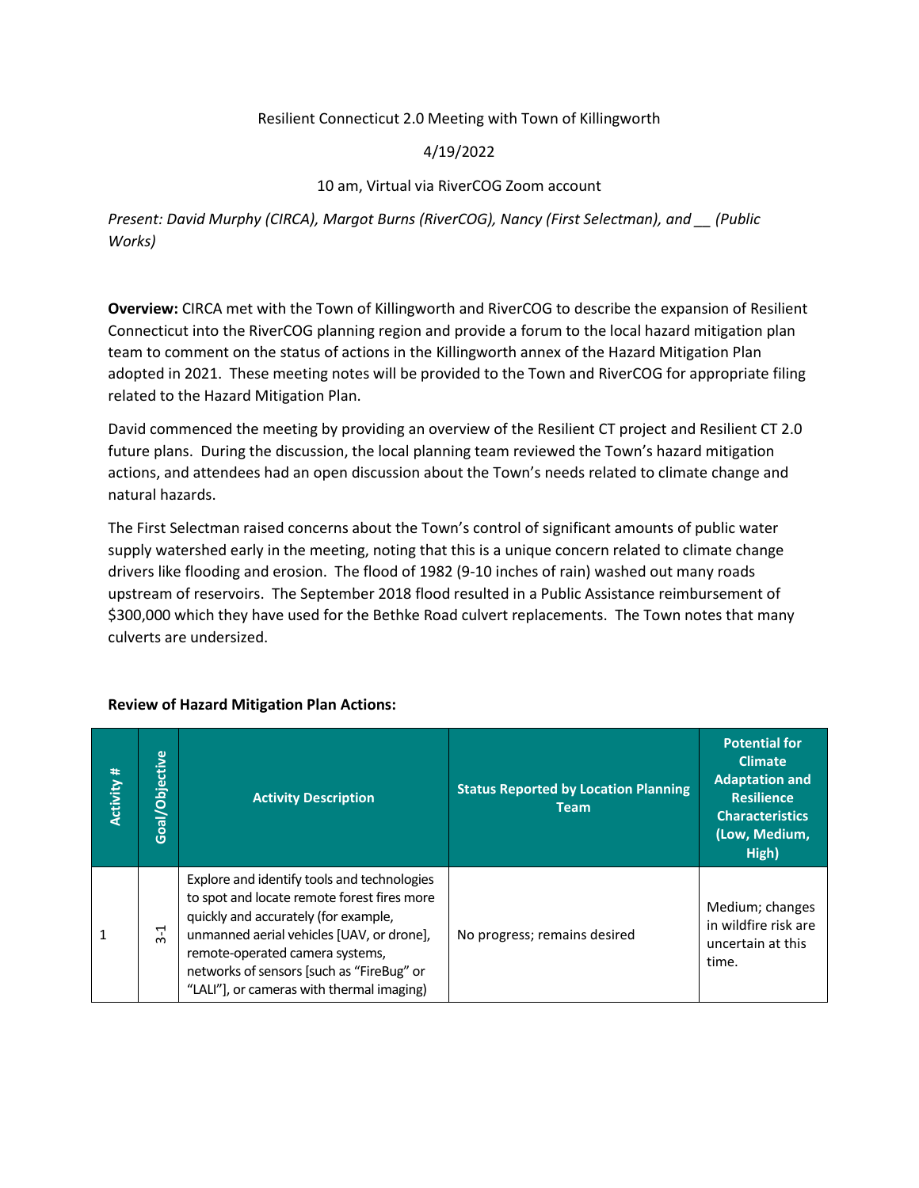Resilient Connecticut 2.0 Meeting with Town of Killingworth

4/19/2022

10 am, Virtual via RiverCOG Zoom account

*Present: David Murphy (CIRCA), Margot Burns (RiverCOG), Nancy (First Selectman), and __ (Public Works)*

**Overview:** CIRCA met with the Town of Killingworth and RiverCOG to describe the expansion of Resilient Connecticut into the RiverCOG planning region and provide a forum to the local hazard mitigation plan team to comment on the status of actions in the Killingworth annex of the Hazard Mitigation Plan adopted in 2021. These meeting notes will be provided to the Town and RiverCOG for appropriate filing related to the Hazard Mitigation Plan.

David commenced the meeting by providing an overview of the Resilient CT project and Resilient CT 2.0 future plans. During the discussion, the local planning team reviewed the Town's hazard mitigation actions, and attendees had an open discussion about the Town's needs related to climate change and natural hazards.

The First Selectman raised concerns about the Town's control of significant amounts of public water supply watershed early in the meeting, noting that this is a unique concern related to climate change drivers like flooding and erosion. The flood of 1982 (9-10 inches of rain) washed out many roads upstream of reservoirs. The September 2018 flood resulted in a Public Assistance reimbursement of $300,000 which they have used for the Bethke Road culvert replacements. The Town notes that many culverts are undersized.

**Review of Hazard Mitigation Plan Actions:**

| Activity # | Goal/Objective | Activity Description | Status Reported by Location Planning Team | Potential for Climate Adaptation and Resilience Characteristics (Low, Medium, High) |
|---|---|---|---|---|
| 1 | 3-1 | Explore and identify tools and technologies to spot and locate remote forest fires more quickly and accurately (for example, unmanned aerial vehicles [UAV, or drone], remote-operated camera systems, networks of sensors [such as "FireBug" or "LALI"], or cameras with thermal imaging) | No progress; remains desired | Medium; changes in wildfire risk are uncertain at this time. |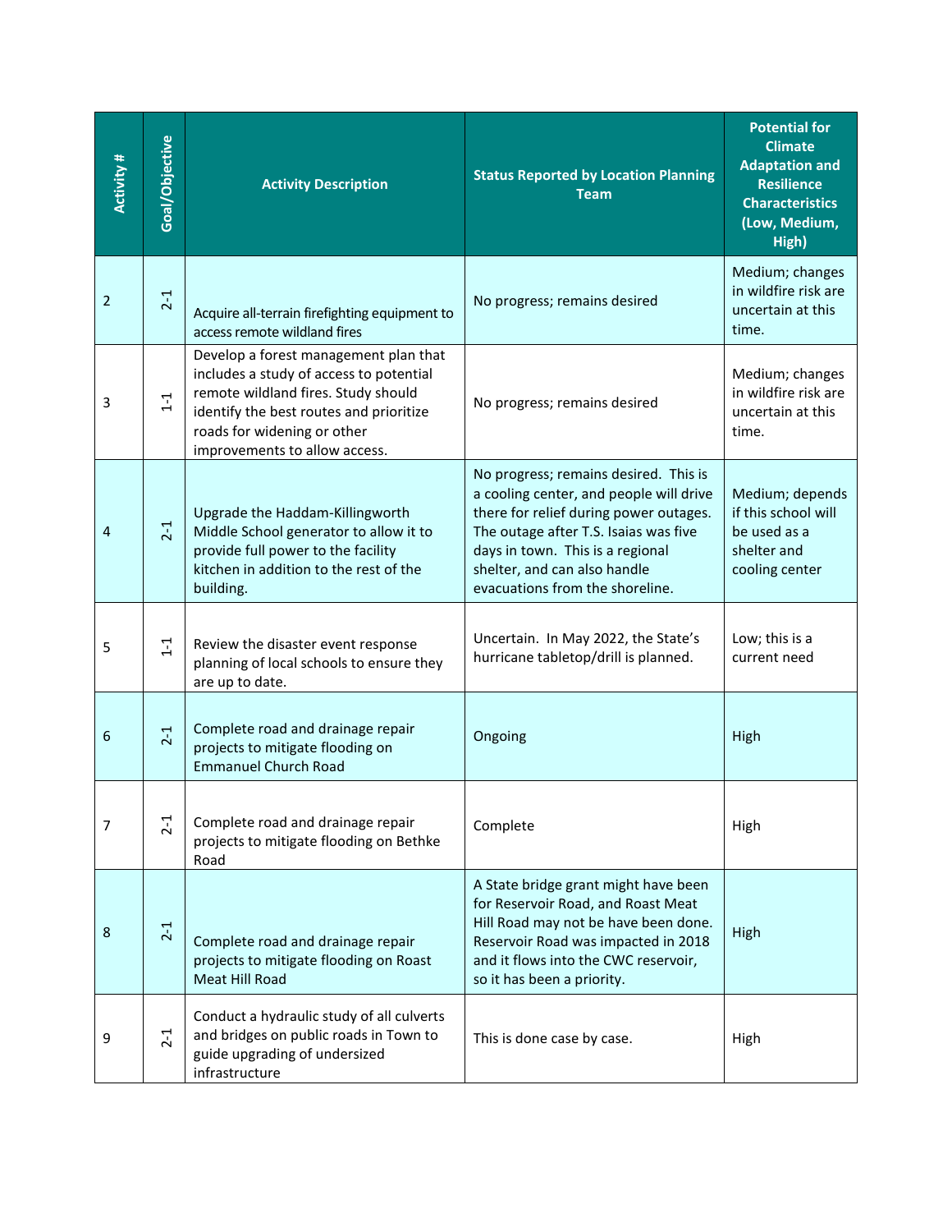| Activity # | Goal/Objective | Activity Description | Status Reported by Location Planning Team | Potential for Climate Adaptation and Resilience Characteristics (Low, Medium, High) |
|---|---|---|---|---|
| 2 | 2-1 | Acquire all-terrain firefighting equipment to access remote wildland fires | No progress; remains desired | Medium; changes in wildfire risk are uncertain at this time. |
| 3 | 1-1 | Develop a forest management plan that includes a study of access to potential remote wildland fires. Study should identify the best routes and prioritize roads for widening or other improvements to allow access. | No progress; remains desired | Medium; changes in wildfire risk are uncertain at this time. |
| 4 | 2-1 | Upgrade the Haddam-Killingworth Middle School generator to allow it to provide full power to the facility kitchen in addition to the rest of the building. | No progress; remains desired. This is a cooling center, and people will drive there for relief during power outages. The outage after T.S. Isaias was five days in town. This is a regional shelter, and can also handle evacuations from the shoreline. | Medium; depends if this school will be used as a shelter and cooling center |
| 5 | 1-1 | Review the disaster event response planning of local schools to ensure they are up to date. | Uncertain. In May 2022, the State's hurricane tabletop/drill is planned. | Low; this is a current need |
| 6 | 2-1 | Complete road and drainage repair projects to mitigate flooding on Emmanuel Church Road | Ongoing | High |
| 7 | 2-1 | Complete road and drainage repair projects to mitigate flooding on Bethke Road | Complete | High |
| 8 | 2-1 | Complete road and drainage repair projects to mitigate flooding on Roast Meat Hill Road | A State bridge grant might have been for Reservoir Road, and Roast Meat Hill Road may not be have been done. Reservoir Road was impacted in 2018 and it flows into the CWC reservoir, so it has been a priority. | High |
| 9 | 2-1 | Conduct a hydraulic study of all culverts and bridges on public roads in Town to guide upgrading of undersized infrastructure | This is done case by case. | High |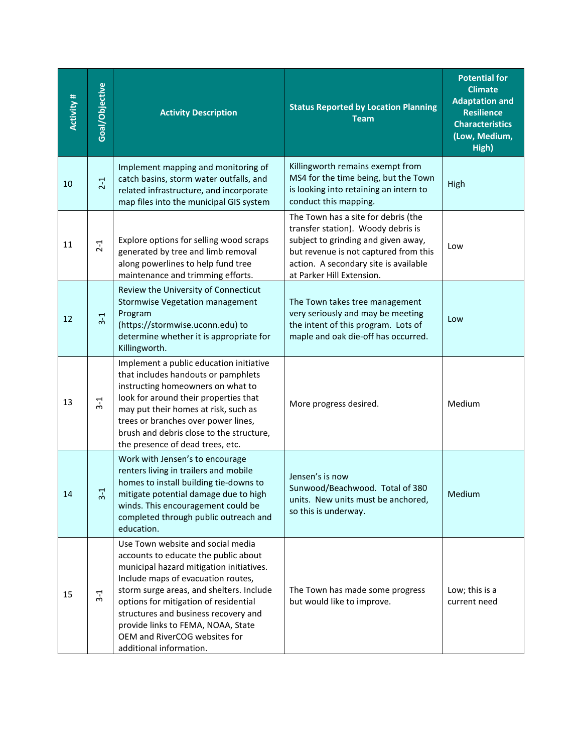| Activity # | Goal/Objective | Activity Description | Status Reported by Location Planning Team | Potential for Climate Adaptation and Resilience Characteristics (Low, Medium, High) |
|---|---|---|---|---|
| 10 | 2-1 | Implement mapping and monitoring of catch basins, storm water outfalls, and related infrastructure, and incorporate map files into the municipal GIS system | Killingworth remains exempt from MS4 for the time being, but the Town is looking into retaining an intern to conduct this mapping. | High |
| 11 | 2-1 | Explore options for selling wood scraps generated by tree and limb removal along powerlines to help fund tree maintenance and trimming efforts. | The Town has a site for debris (the transfer station). Woody debris is subject to grinding and given away, but revenue is not captured from this action. A secondary site is available at Parker Hill Extension. | Low |
| 12 | 3-1 | Review the University of Connecticut Stormwise Vegetation management Program (https://stormwise.uconn.edu) to determine whether it is appropriate for Killingworth. | The Town takes tree management very seriously and may be meeting the intent of this program. Lots of maple and oak die-off has occurred. | Low |
| 13 | 3-1 | Implement a public education initiative that includes handouts or pamphlets instructing homeowners on what to look for around their properties that may put their homes at risk, such as trees or branches over power lines, brush and debris close to the structure, the presence of dead trees, etc. | More progress desired. | Medium |
| 14 | 3-1 | Work with Jensen's to encourage renters living in trailers and mobile homes to install building tie-downs to mitigate potential damage due to high winds. This encouragement could be completed through public outreach and education. | Jensen's is now Sunwood/Beachwood. Total of 380 units. New units must be anchored, so this is underway. | Medium |
| 15 | 3-1 | Use Town website and social media accounts to educate the public about municipal hazard mitigation initiatives. Include maps of evacuation routes, storm surge areas, and shelters. Include options for mitigation of residential structures and business recovery and provide links to FEMA, NOAA, State OEM and RiverCOG websites for additional information. | The Town has made some progress but would like to improve. | Low; this is a current need |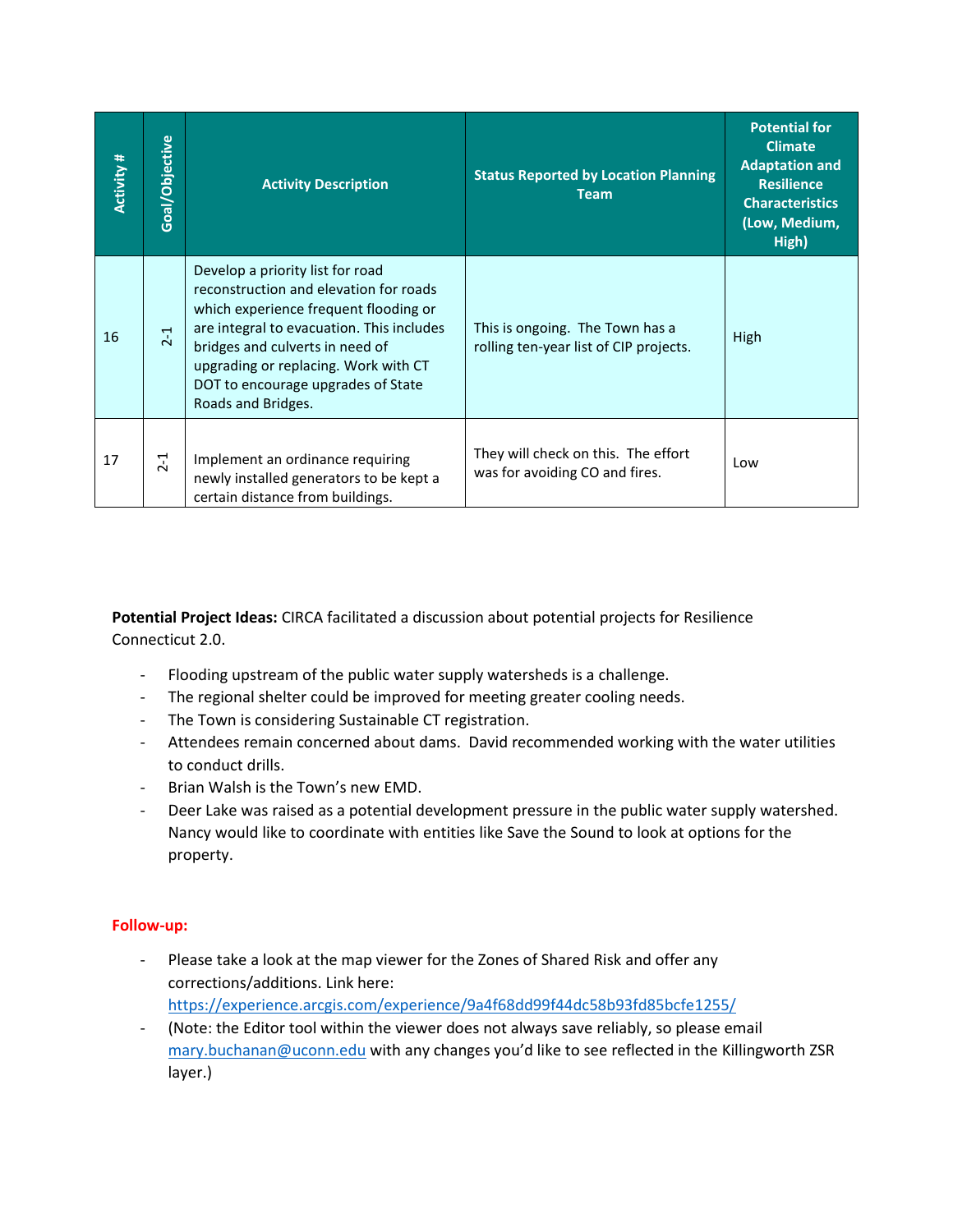| Activity # | Goal/Objective | Activity Description | Status Reported by Location Planning Team | Potential for Climate Adaptation and Resilience Characteristics (Low, Medium, High) |
| --- | --- | --- | --- | --- |
| 16 | 2-1 | Develop a priority list for road reconstruction and elevation for roads which experience frequent flooding or are integral to evacuation. This includes bridges and culverts in need of upgrading or replacing. Work with CT DOT to encourage upgrades of State Roads and Bridges. | This is ongoing. The Town has a rolling ten-year list of CIP projects. | High |
| 17 | 2-1 | Implement an ordinance requiring newly installed generators to be kept a certain distance from buildings. | They will check on this. The effort was for avoiding CO and fires. | Low |

**Potential Project Ideas:** CIRCA facilitated a discussion about potential projects for Resilience Connecticut 2.0.

- Flooding upstream of the public water supply watersheds is a challenge.
- The regional shelter could be improved for meeting greater cooling needs.
- The Town is considering Sustainable CT registration.
- Attendees remain concerned about dams. David recommended working with the water utilities to conduct drills.
- Brian Walsh is the Town's new EMD.
- Deer Lake was raised as a potential development pressure in the public water supply watershed. Nancy would like to coordinate with entities like Save the Sound to look at options for the property.

**Follow-up:**

- Please take a look at the map viewer for the Zones of Shared Risk and offer any corrections/additions. Link here: https://experience.arcgis.com/experience/9a4f68dd99f44dc58b93fd85bcfe1255/
- (Note: the Editor tool within the viewer does not always save reliably, so please email mary.buchanan@uconn.edu with any changes you'd like to see reflected in the Killingworth ZSR layer.)